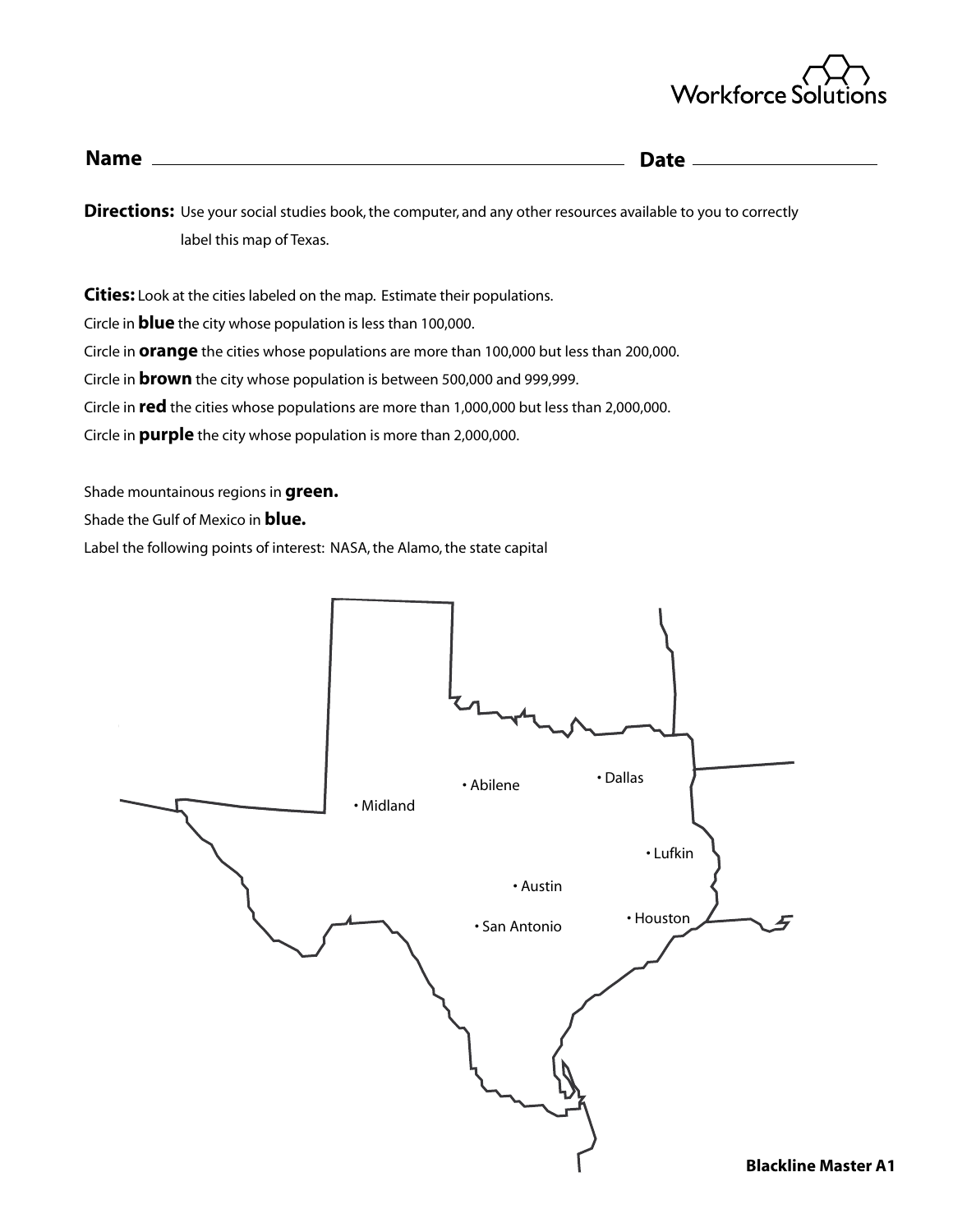Workforce Solutions

**Name** ______________________________ **Date** ______________

**Directions:** Use your social studies book, the computer, and any other resources available to you to correctly label this map of Texas.

**Cities:** Look at the cities labeled on the map. Estimate their populations.

Circle in **blue** the city whose population is less than 100,000.

Circle in **orange** the cities whose populations are more than 100,000 but less than 200,000.

Circle in **brown** the city whose population is between 500,000 and 999,999.

Circle in **red** the cities whose populations are more than 1,000,000 but less than 2,000,000.

Circle in **purple** the city whose population is more than 2,000,000.

Shade mountainous regions in **green.**

Shade the Gulf of Mexico in **blue.**

Label the following points of interest: NASA, the Alamo, the state capital

• Midland

• Abilene

• Dallas

• Lufkin

• Austin

• San Antonio

• Houston

**Blackline Master A1**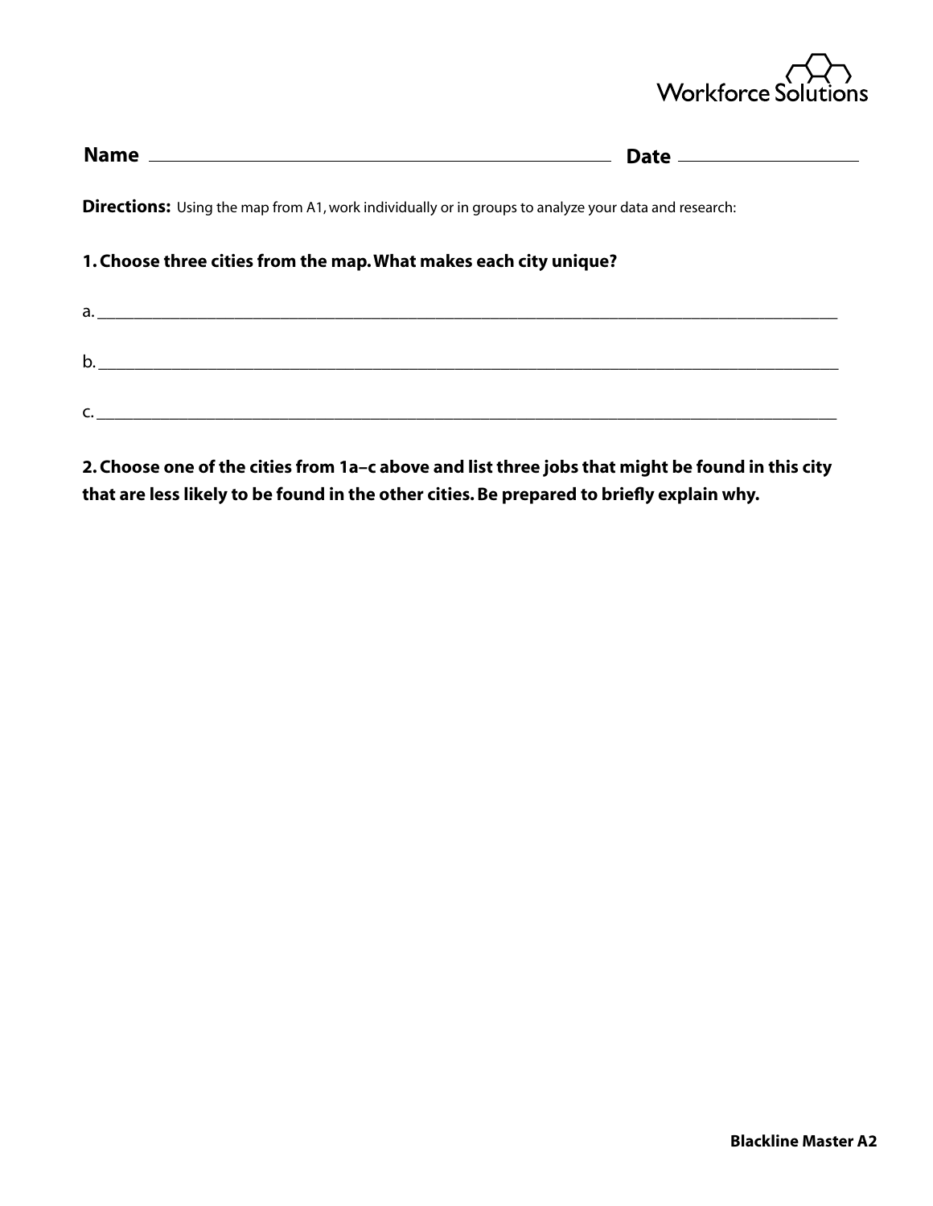**Name** ______________________________ **Date** ______________

**Directions:** Using the map from A1, work individually or in groups to analyze your data and research:

**1. Choose three cities from the map. What makes each city unique?**

a. ____________________________________________________________

b. ____________________________________________________________

c. ____________________________________________________________

**2. Choose one of the cities from 1a–c above and list three jobs that might be found in this city that are less likely to be found in the other cities. Be prepared to briefly explain why.**

**Blackline Master A2**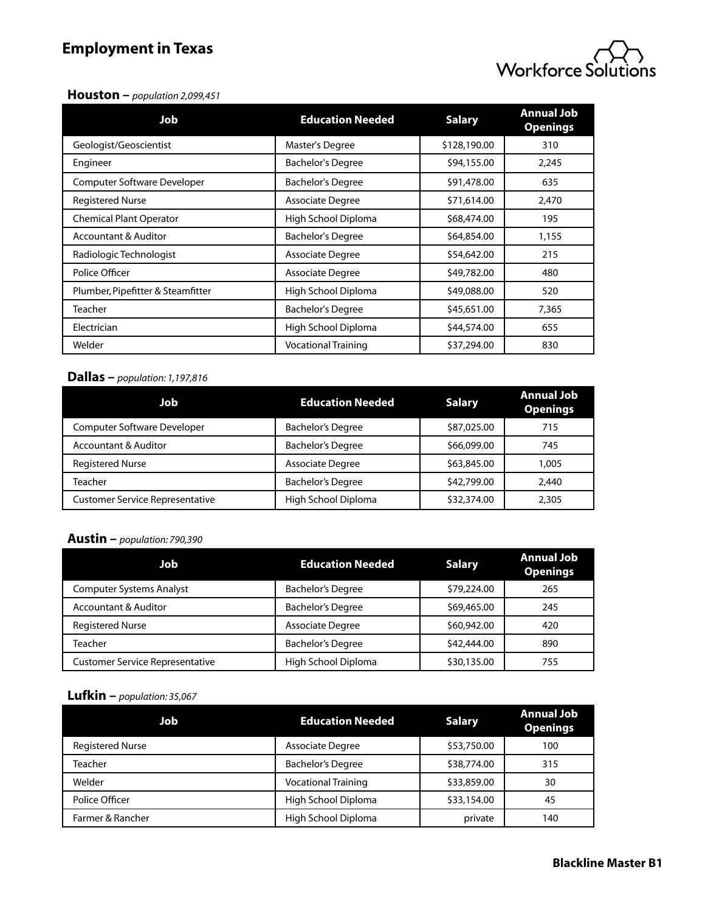# Employment in Texas

Workforce Solutions

## Houston – *population 2,099,451*

| Job | Education Needed | Salary | Annual Job Openings |
|---|---|---|---|
| Geologist/Geoscientist | Master's Degree | $128,190.00 | 310 |
| Engineer | Bachelor's Degree | $94,155.00 | 2,245 |
| Computer Software Developer | Bachelor's Degree | $91,478.00 | 635 |
| Registered Nurse | Associate Degree | $71,614.00 | 2,470 |
| Chemical Plant Operator | High School Diploma | $68,474.00 | 195 |
| Accountant & Auditor | Bachelor's Degree | $64,854.00 | 1,155 |
| Radiologic Technologist | Associate Degree | $54,642.00 | 215 |
| Police Officer | Associate Degree | $49,782.00 | 480 |
| Plumber, Pipefitter & Steamfitter | High School Diploma | $49,088.00 | 520 |
| Teacher | Bachelor's Degree | $45,651.00 | 7,365 |
| Electrician | High School Diploma | $44,574.00 | 655 |
| Welder | Vocational Training | $37,294.00 | 830 |

## Dallas – *population: 1,197,816*

| Job | Education Needed | Salary | Annual Job Openings |
|---|---|---|---|
| Computer Software Developer | Bachelor's Degree | $87,025.00 | 715 |
| Accountant & Auditor | Bachelor's Degree | $66,099.00 | 745 |
| Registered Nurse | Associate Degree | $63,845.00 | 1,005 |
| Teacher | Bachelor's Degree | $42,799.00 | 2,440 |
| Customer Service Representative | High School Diploma | $32,374.00 | 2,305 |

## Austin – *population: 790,390*

| Job | Education Needed | Salary | Annual Job Openings |
|---|---|---|---|
| Computer Systems Analyst | Bachelor's Degree | $79,224.00 | 265 |
| Accountant & Auditor | Bachelor's Degree | $69,465.00 | 245 |
| Registered Nurse | Associate Degree | $60,942.00 | 420 |
| Teacher | Bachelor's Degree | $42,444.00 | 890 |
| Customer Service Representative | High School Diploma | $30,135.00 | 755 |

## Lufkin – *population: 35,067*

| Job | Education Needed | Salary | Annual Job Openings |
|---|---|---|---|
| Registered Nurse | Associate Degree | $53,750.00 | 100 |
| Teacher | Bachelor's Degree | $38,774.00 | 315 |
| Welder | Vocational Training | $33,859.00 | 30 |
| Police Officer | High School Diploma | $33,154.00 | 45 |
| Farmer & Rancher | High School Diploma | private | 140 |

**Blackline Master B1**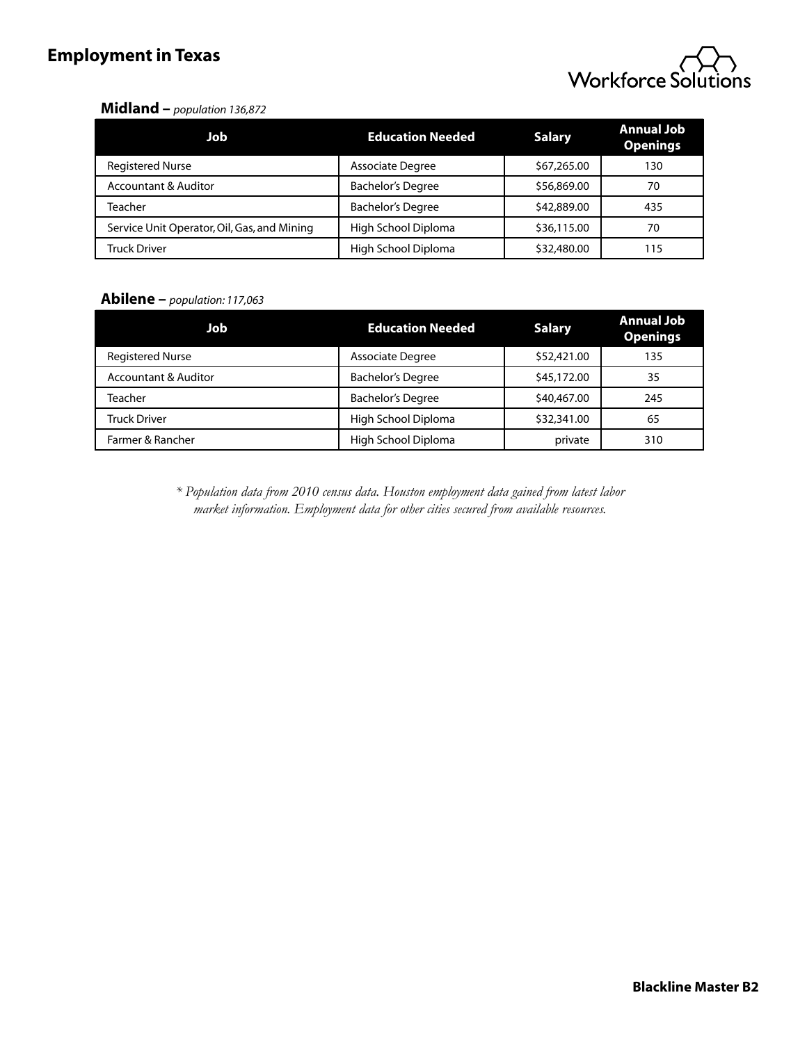# Employment in Texas

**Midland –** *population 136,872*

| Job | Education Needed | Salary | Annual Job Openings |
|---|---|---|---|
| Registered Nurse | Associate Degree | $67,265.00 | 130 |
| Accountant & Auditor | Bachelor's Degree | $56,869.00 | 70 |
| Teacher | Bachelor's Degree | $42,889.00 | 435 |
| Service Unit Operator, Oil, Gas, and Mining | High School Diploma | $36,115.00 | 70 |
| Truck Driver | High School Diploma | $32,480.00 | 115 |

**Abilene –** *population: 117,063*

| Job | Education Needed | Salary | Annual Job Openings |
|---|---|---|---|
| Registered Nurse | Associate Degree | $52,421.00 | 135 |
| Accountant & Auditor | Bachelor's Degree | $45,172.00 | 35 |
| Teacher | Bachelor's Degree | $40,467.00 | 245 |
| Truck Driver | High School Diploma | $32,341.00 | 65 |
| Farmer & Rancher | High School Diploma | private | 310 |

*\* Population data from 2010 census data. Houston employment data gained from latest labor market information. Employment data for other cities secured from available resources.*

**Blackline Master B2**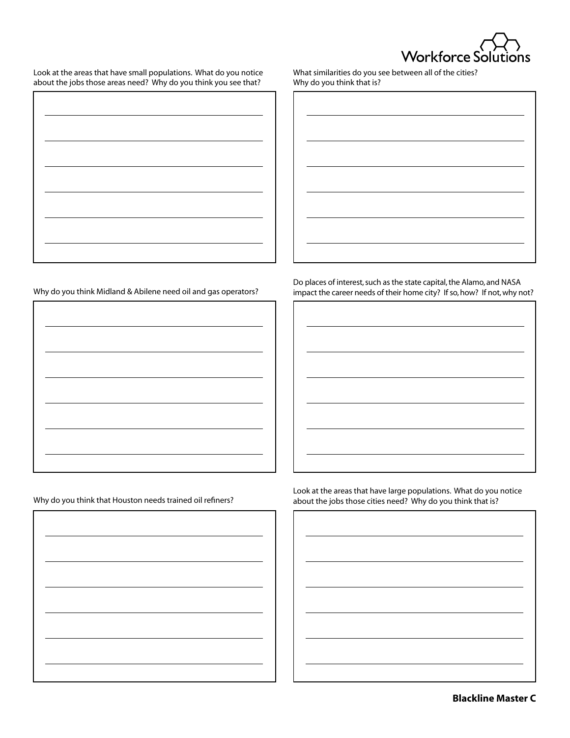Workforce Solutions

Look at the areas that have small populations. What do you notice about the jobs those areas need? Why do you think you see that?

What similarities do you see between all of the cities? Why do you think that is?

Why do you think Midland & Abilene need oil and gas operators?

Do places of interest, such as the state capital, the Alamo, and NASA impact the career needs of their home city? If so, how? If not, why not?

Why do you think that Houston needs trained oil refiners?

Look at the areas that have large populations. What do you notice about the jobs those cities need? Why do you think that is?

**Blackline Master C**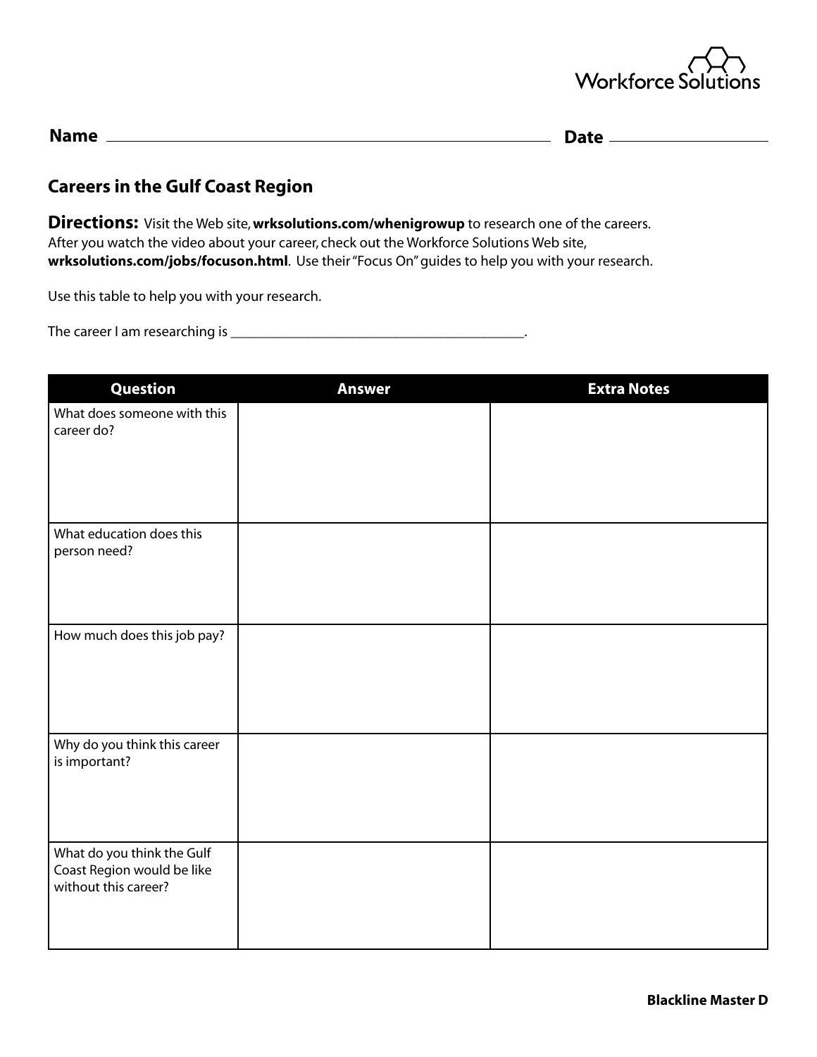Workforce Solutions

**Name** ______________________________ **Date** ______________

## Careers in the Gulf Coast Region

**Directions:** Visit the Web site, **wrksolutions.com/whenigrowup** to research one of the careers. After you watch the video about your career, check out the Workforce Solutions Web site, **wrksolutions.com/jobs/focuson.html**. Use their "Focus On" guides to help you with your research.

Use this table to help you with your research.

The career I am researching is ________________________________________.

| Question | Answer | Extra Notes |
| --- | --- | --- |
| What does someone with this career do? | | |
| What education does this person need? | | |
| How much does this job pay? | | |
| Why do you think this career is important? | | |
| What do you think the Gulf Coast Region would be like without this career? | | |

**Blackline Master D**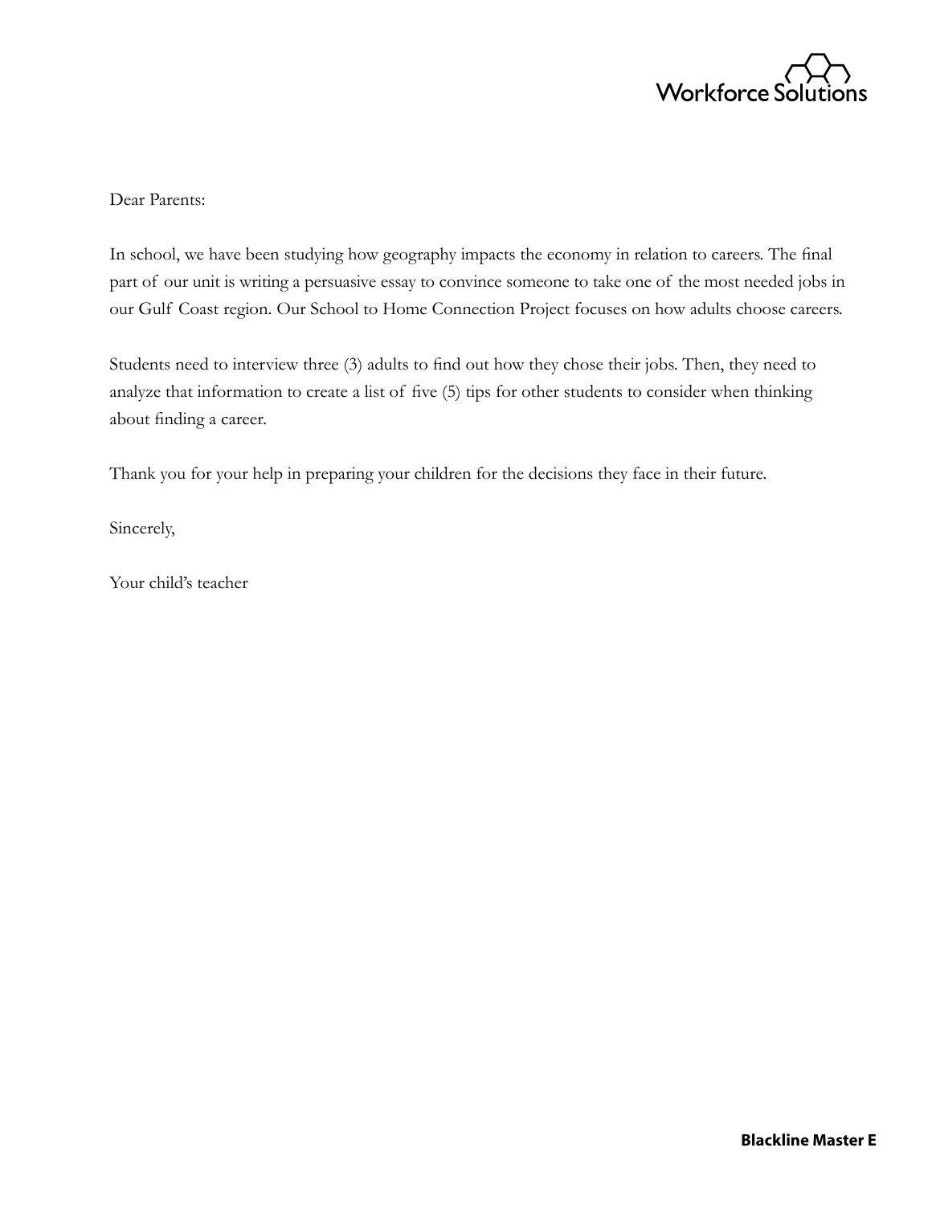Workforce Solutions

Dear Parents:

In school, we have been studying how geography impacts the economy in relation to careers. The final part of our unit is writing a persuasive essay to convince someone to take one of the most needed jobs in our Gulf Coast region. Our School to Home Connection Project focuses on how adults choose careers.

Students need to interview three (3) adults to find out how they chose their jobs. Then, they need to analyze that information to create a list of five (5) tips for other students to consider when thinking about finding a career.

Thank you for your help in preparing your children for the decisions they face in their future.

Sincerely,

Your child's teacher

**Blackline Master E**